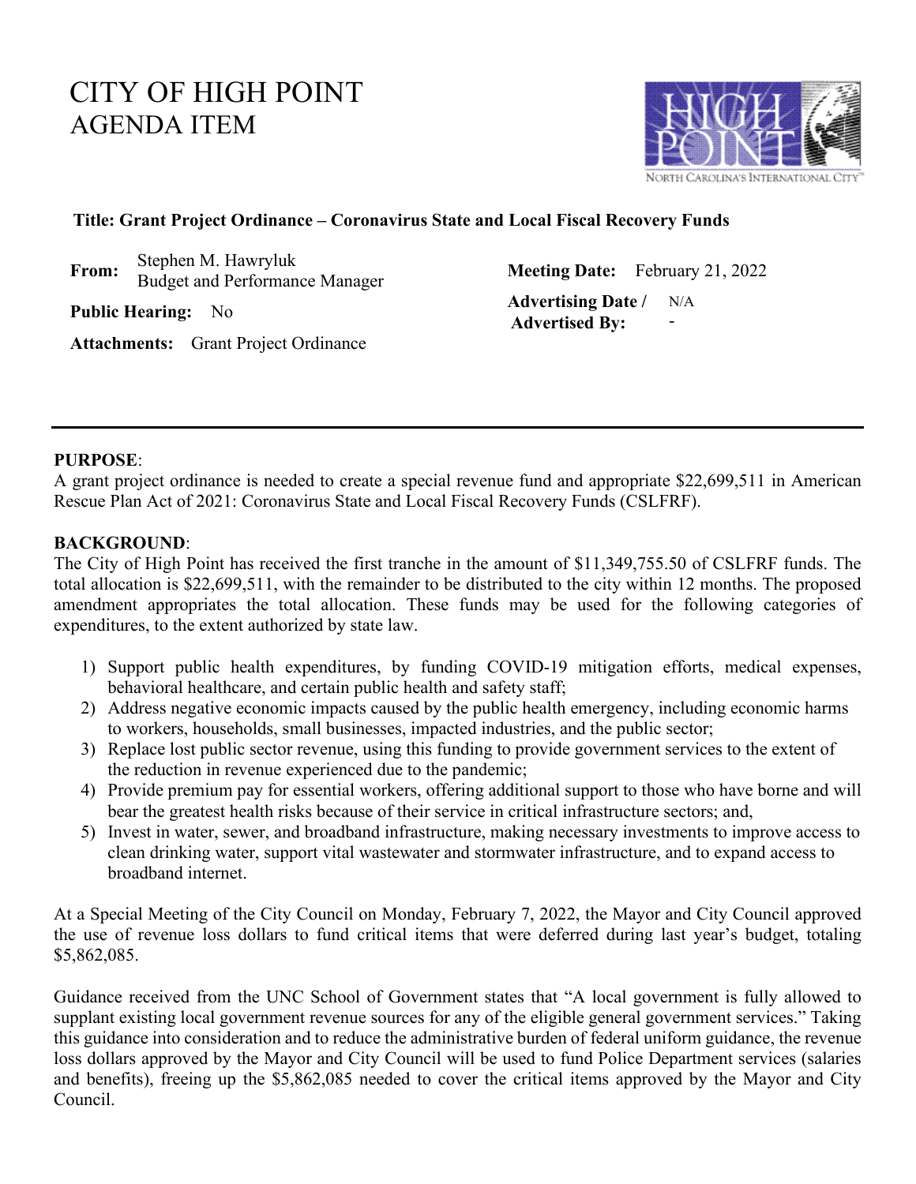# CITY OF HIGH POINT
# AGENDA ITEM

**Title: Grant Project Ordinance – Coronavirus State and Local Fiscal Recovery Funds**

**From:** Stephen M. Hawryluk
Budget and Performance Manager

**Meeting Date:** February 21, 2022

**Public Hearing:** No

**Advertising Date / Advertised By:** N/A -

**Attachments:** Grant Project Ordinance

---

**PURPOSE**:

A grant project ordinance is needed to create a special revenue fund and appropriate $22,699,511 in American Rescue Plan Act of 2021: Coronavirus State and Local Fiscal Recovery Funds (CSLFRF).

**BACKGROUND**:

The City of High Point has received the first tranche in the amount of $11,349,755.50 of CSLFRF funds. The total allocation is $22,699,511, with the remainder to be distributed to the city within 12 months. The proposed amendment appropriates the total allocation. These funds may be used for the following categories of expenditures, to the extent authorized by state law.

1) Support public health expenditures, by funding COVID-19 mitigation efforts, medical expenses, behavioral healthcare, and certain public health and safety staff;
2) Address negative economic impacts caused by the public health emergency, including economic harms to workers, households, small businesses, impacted industries, and the public sector;
3) Replace lost public sector revenue, using this funding to provide government services to the extent of the reduction in revenue experienced due to the pandemic;
4) Provide premium pay for essential workers, offering additional support to those who have borne and will bear the greatest health risks because of their service in critical infrastructure sectors; and,
5) Invest in water, sewer, and broadband infrastructure, making necessary investments to improve access to clean drinking water, support vital wastewater and stormwater infrastructure, and to expand access to broadband internet.

At a Special Meeting of the City Council on Monday, February 7, 2022, the Mayor and City Council approved the use of revenue loss dollars to fund critical items that were deferred during last year's budget, totaling $5,862,085.

Guidance received from the UNC School of Government states that "A local government is fully allowed to supplant existing local government revenue sources for any of the eligible general government services." Taking this guidance into consideration and to reduce the administrative burden of federal uniform guidance, the revenue loss dollars approved by the Mayor and City Council will be used to fund Police Department services (salaries and benefits), freeing up the $5,862,085 needed to cover the critical items approved by the Mayor and City Council.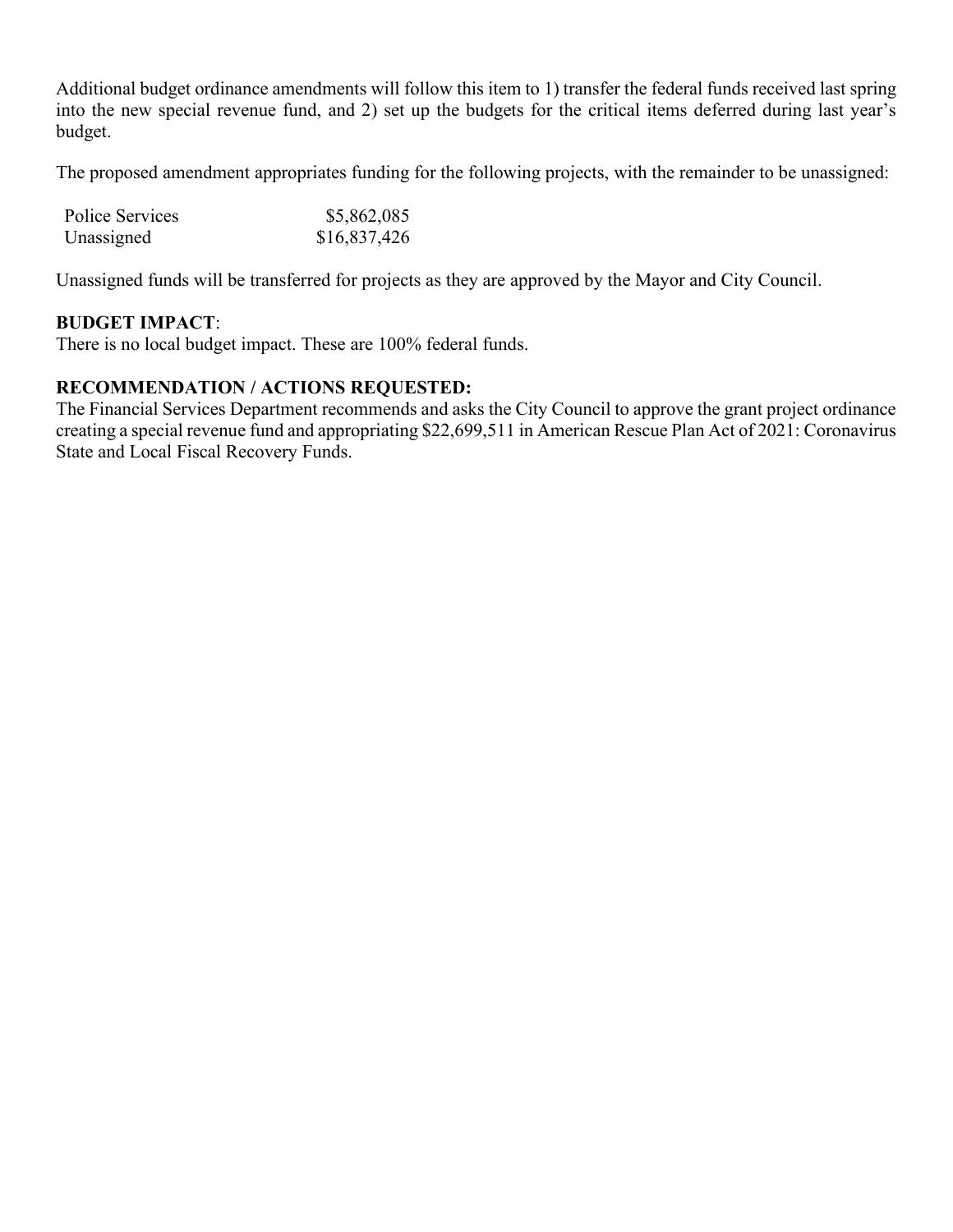Additional budget ordinance amendments will follow this item to 1) transfer the federal funds received last spring into the new special revenue fund, and 2) set up the budgets for the critical items deferred during last year's budget.

The proposed amendment appropriates funding for the following projects, with the remainder to be unassigned:

| | |
|---|---|
| Police Services | $5,862,085 |
| Unassigned | $16,837,426 |

Unassigned funds will be transferred for projects as they are approved by the Mayor and City Council.

**BUDGET IMPACT**:
There is no local budget impact. These are 100% federal funds.

**RECOMMENDATION / ACTIONS REQUESTED:**
The Financial Services Department recommends and asks the City Council to approve the grant project ordinance creating a special revenue fund and appropriating $22,699,511 in American Rescue Plan Act of 2021: Coronavirus State and Local Fiscal Recovery Funds.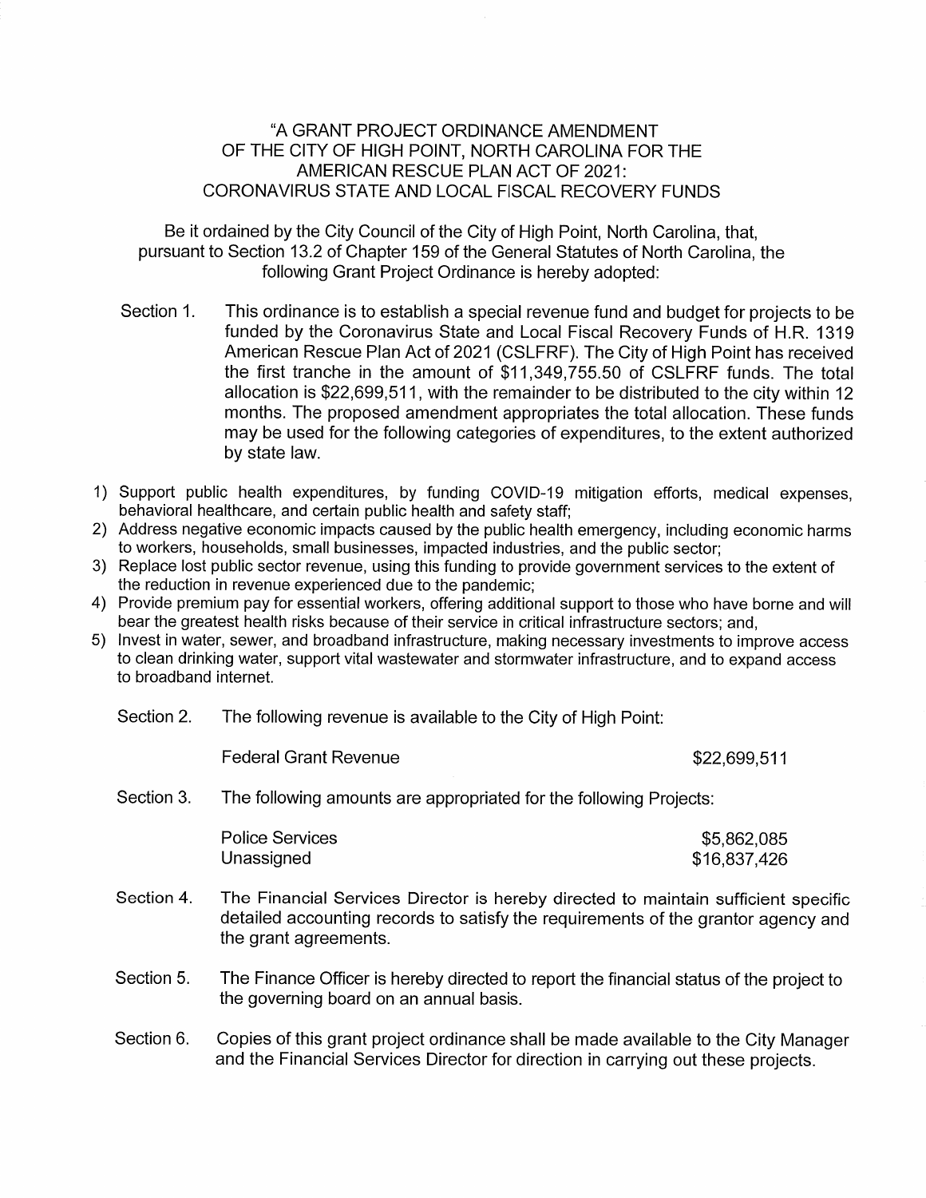"A GRANT PROJECT ORDINANCE AMENDMENT
OF THE CITY OF HIGH POINT, NORTH CAROLINA FOR THE
AMERICAN RESCUE PLAN ACT OF 2021:
CORONAVIRUS STATE AND LOCAL FISCAL RECOVERY FUNDS

Be it ordained by the City Council of the City of High Point, North Carolina, that, pursuant to Section 13.2 of Chapter 159 of the General Statutes of North Carolina, the following Grant Project Ordinance is hereby adopted:

Section 1. This ordinance is to establish a special revenue fund and budget for projects to be funded by the Coronavirus State and Local Fiscal Recovery Funds of H.R. 1319 American Rescue Plan Act of 2021 (CSLFRF). The City of High Point has received the first tranche in the amount of $11,349,755.50 of CSLFRF funds. The total allocation is $22,699,511, with the remainder to be distributed to the city within 12 months. The proposed amendment appropriates the total allocation. These funds may be used for the following categories of expenditures, to the extent authorized by state law.

1) Support public health expenditures, by funding COVID-19 mitigation efforts, medical expenses, behavioral healthcare, and certain public health and safety staff;
2) Address negative economic impacts caused by the public health emergency, including economic harms to workers, households, small businesses, impacted industries, and the public sector;
3) Replace lost public sector revenue, using this funding to provide government services to the extent of the reduction in revenue experienced due to the pandemic;
4) Provide premium pay for essential workers, offering additional support to those who have borne and will bear the greatest health risks because of their service in critical infrastructure sectors; and,
5) Invest in water, sewer, and broadband infrastructure, making necessary investments to improve access to clean drinking water, support vital wastewater and stormwater infrastructure, and to expand access to broadband internet.

Section 2. The following revenue is available to the City of High Point:

| | |
|---|---|
| Federal Grant Revenue | $22,699,511 |

Section 3. The following amounts are appropriated for the following Projects:

| | |
|---|---|
| Police Services | $5,862,085 |
| Unassigned | $16,837,426 |

Section 4. The Financial Services Director is hereby directed to maintain sufficient specific detailed accounting records to satisfy the requirements of the grantor agency and the grant agreements.

Section 5. The Finance Officer is hereby directed to report the financial status of the project to the governing board on an annual basis.

Section 6. Copies of this grant project ordinance shall be made available to the City Manager and the Financial Services Director for direction in carrying out these projects.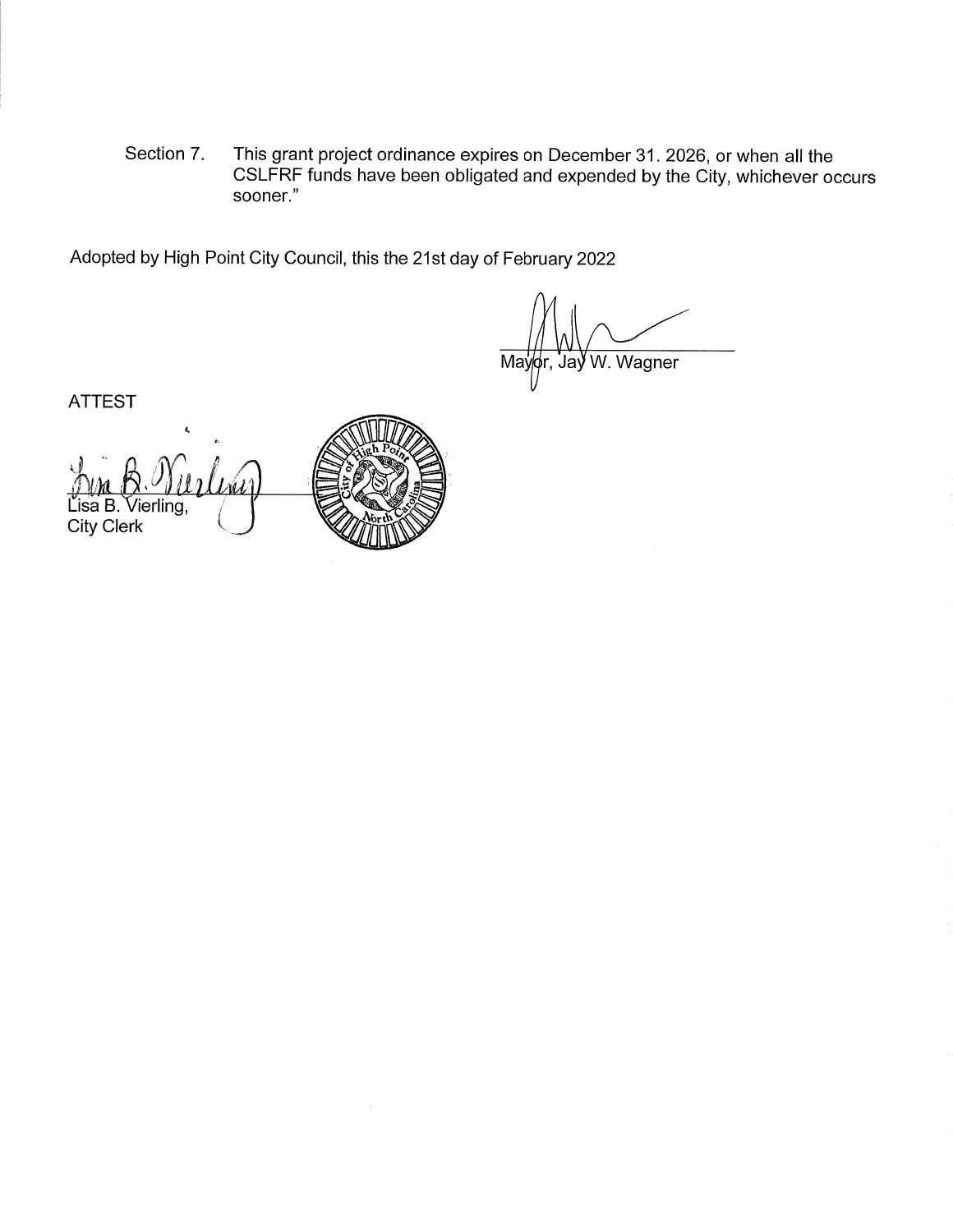Section 7. This grant project ordinance expires on December 31. 2026, or when all the CSLFRF funds have been obligated and expended by the City, whichever occurs sooner."

Adopted by High Point City Council, this the 21st day of February 2022

Mayor, Jay W. Wagner

ATTEST

Lisa B. Vierling,
City Clerk